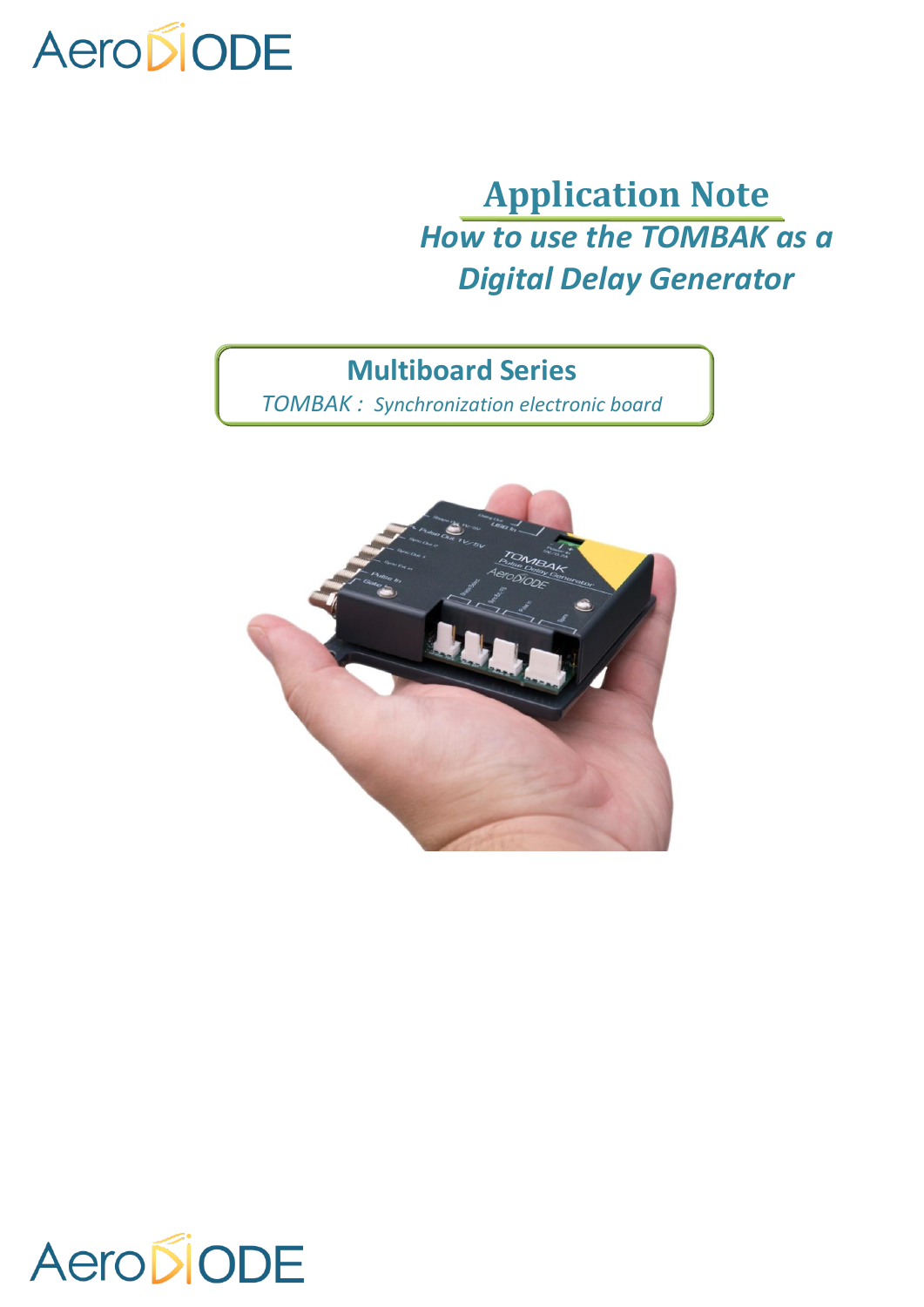# Application Note

## *How to use the TOMBAK as a Digital Delay Generator*

**Multiboard Series**

*TOMBAK : Synchronization electronic board*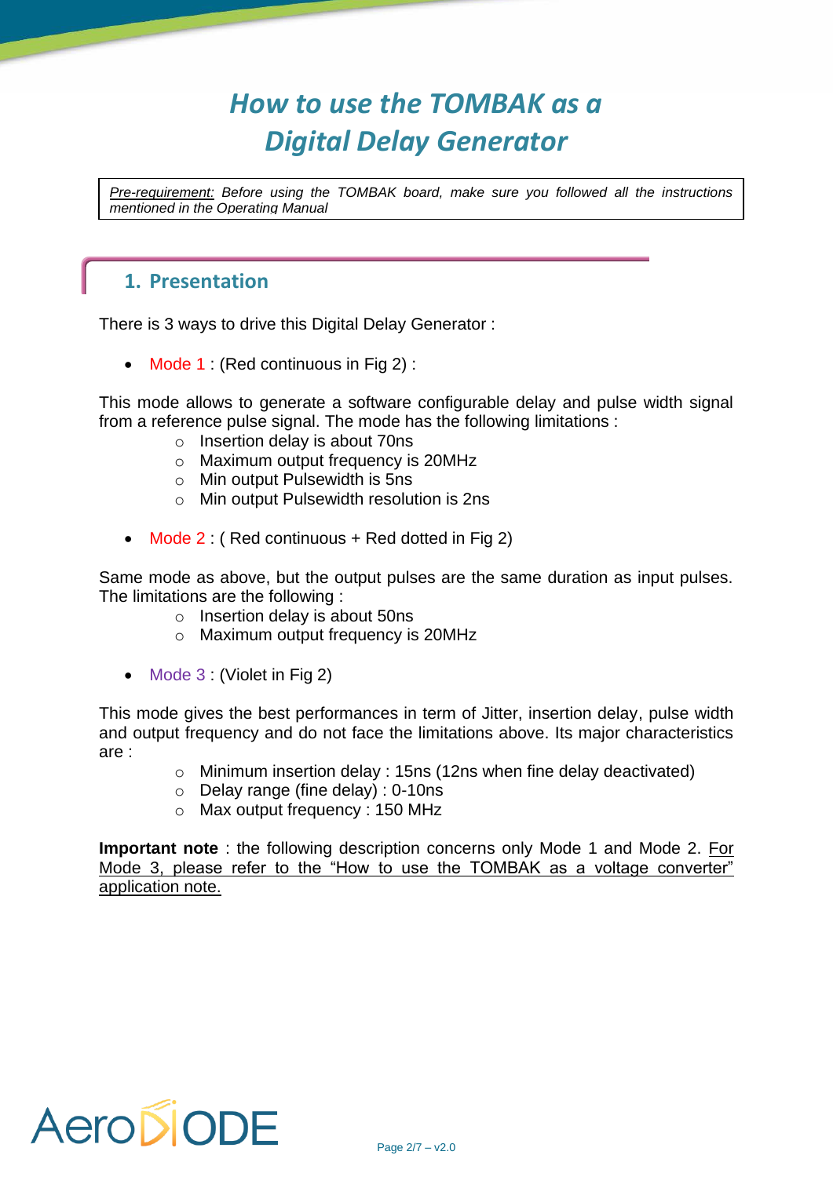# *How to use the TOMBAK as a Digital Delay Generator*

> *Pre-requirement: Before using the TOMBAK board, make sure you followed all the instructions mentioned in the Operating Manual*

## 1. Presentation

There is 3 ways to drive this Digital Delay Generator :

- Mode 1 : (Red continuous in Fig 2) :

This mode allows to generate a software configurable delay and pulse width signal from a reference pulse signal. The mode has the following limitations :

- Insertion delay is about 70ns
- Maximum output frequency is 20MHz
- Min output Pulsewidth is 5ns
- Min output Pulsewidth resolution is 2ns

- Mode 2 : ( Red continuous + Red dotted in Fig 2)

Same mode as above, but the output pulses are the same duration as input pulses. The limitations are the following :

- Insertion delay is about 50ns
- Maximum output frequency is 20MHz

- Mode 3 : (Violet in Fig 2)

This mode gives the best performances in term of Jitter, insertion delay, pulse width and output frequency and do not face the limitations above. Its major characteristics are :

- Minimum insertion delay : 15ns (12ns when fine delay deactivated)
- Delay range (fine delay) : 0-10ns
- Max output frequency : 150 MHz

**Important note** : the following description concerns only Mode 1 and Mode 2. For Mode 3, please refer to the "How to use the TOMBAK as a voltage converter" application note.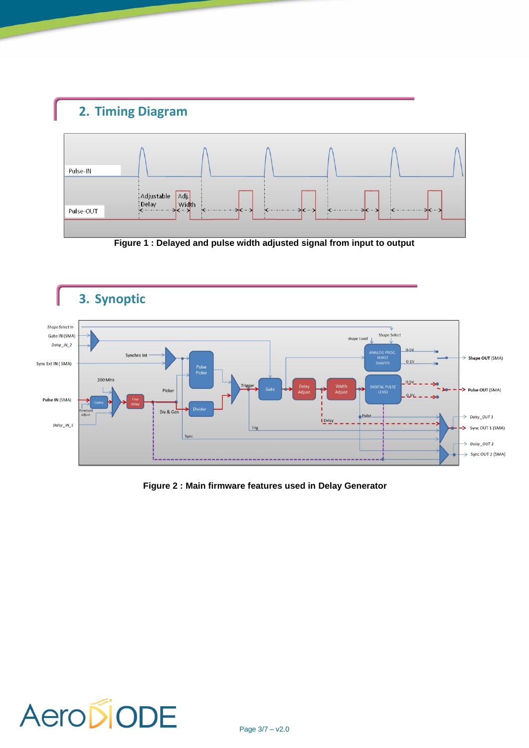## 2. Timing Diagram

Figure 1 : Delayed and pulse width adjusted signal from input to output

## 3. Synoptic

Figure 2 : Main firmware features used in Delay Generator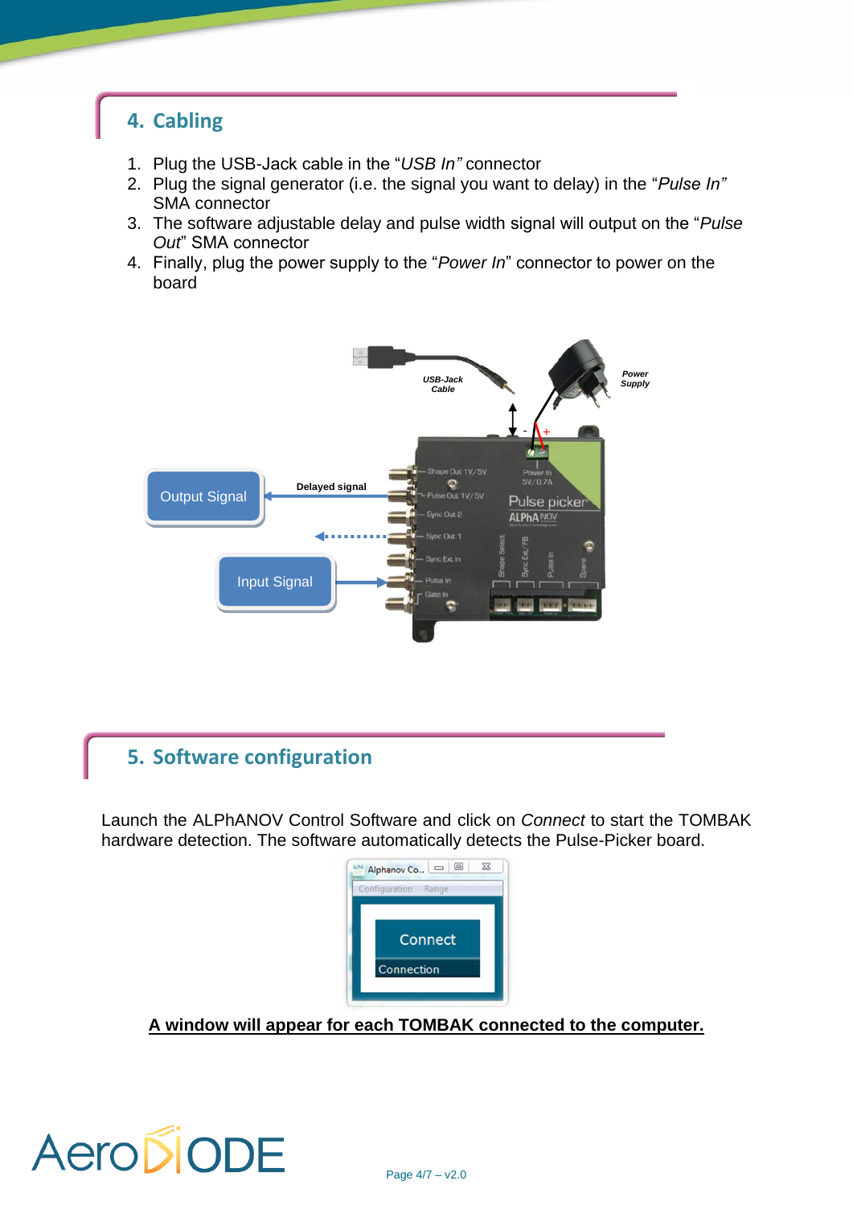## 4. Cabling

1. Plug the USB-Jack cable in the “*USB In”* connector
2. Plug the signal generator (i.e. the signal you want to delay) in the “*Pulse In”* SMA connector
3. The software adjustable delay and pulse width signal will output on the “*Pulse Out*” SMA connector
4. Finally, plug the power supply to the “*Power In*” connector to power on the board

## 5. Software configuration

Launch the ALPhANOV Control Software and click on *Connect* to start the TOMBAK hardware detection. The software automatically detects the Pulse-Picker board.

**A window will appear for each TOMBAK connected to the computer.**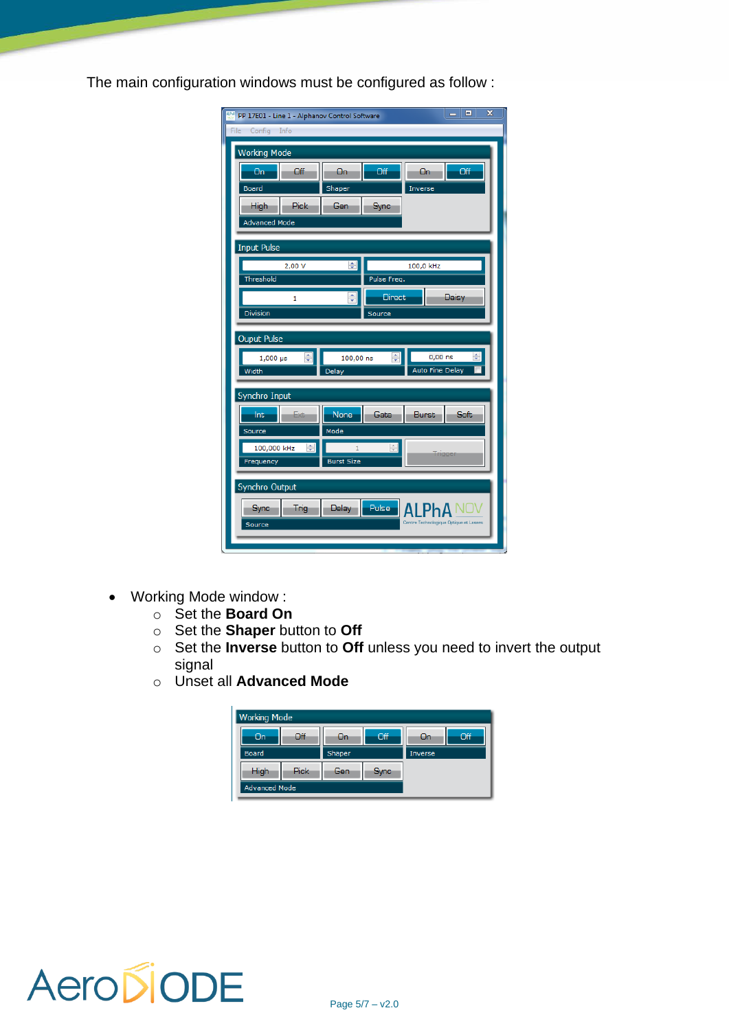The main configuration windows must be configured as follow :

- Working Mode window :
  - Set the **Board On**
  - Set the **Shaper** button to **Off**
  - Set the **Inverse** button to **Off** unless you need to invert the output signal
  - Unset all **Advanced Mode**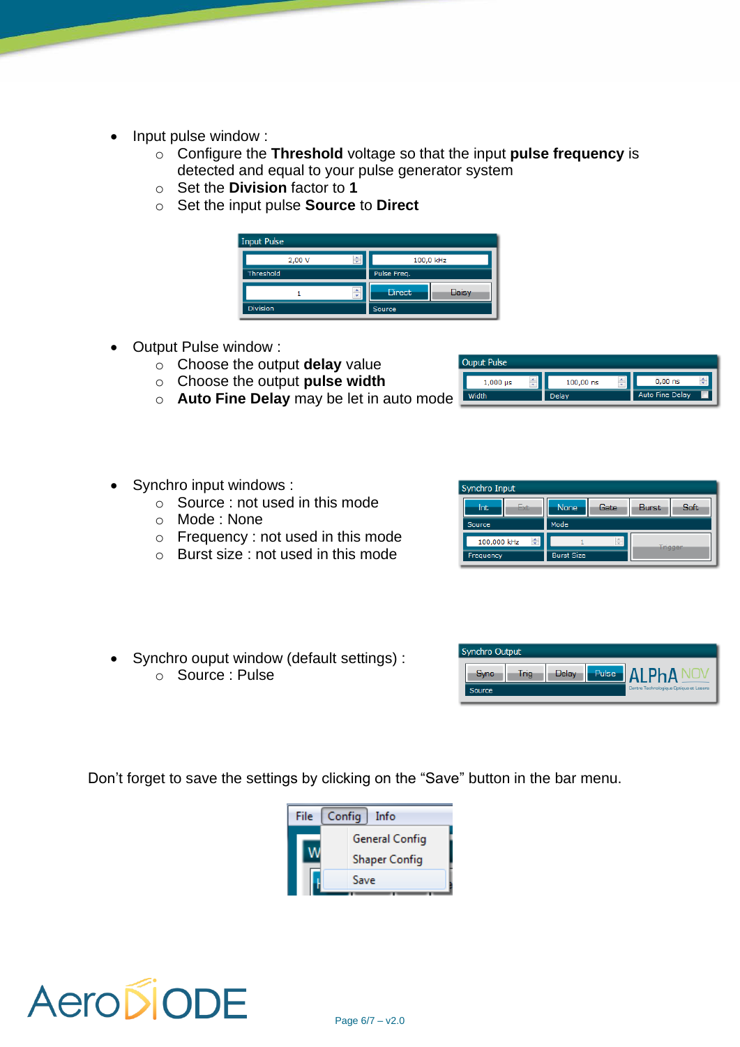- Input pulse window :
  - Configure the **Threshold** voltage so that the input **pulse frequency** is detected and equal to your pulse generator system
  - Set the **Division** factor to **1**
  - Set the input pulse **Source** to **Direct**

- Output Pulse window :
  - Choose the output **delay** value
  - Choose the output **pulse width**
  - **Auto Fine Delay** may be let in auto mode

- Synchro input windows :
  - Source : not used in this mode
  - Mode : None
  - Frequency : not used in this mode
  - Burst size : not used in this mode

- Synchro ouput window (default settings) :
  - Source : Pulse

Don't forget to save the settings by clicking on the "Save" button in the bar menu.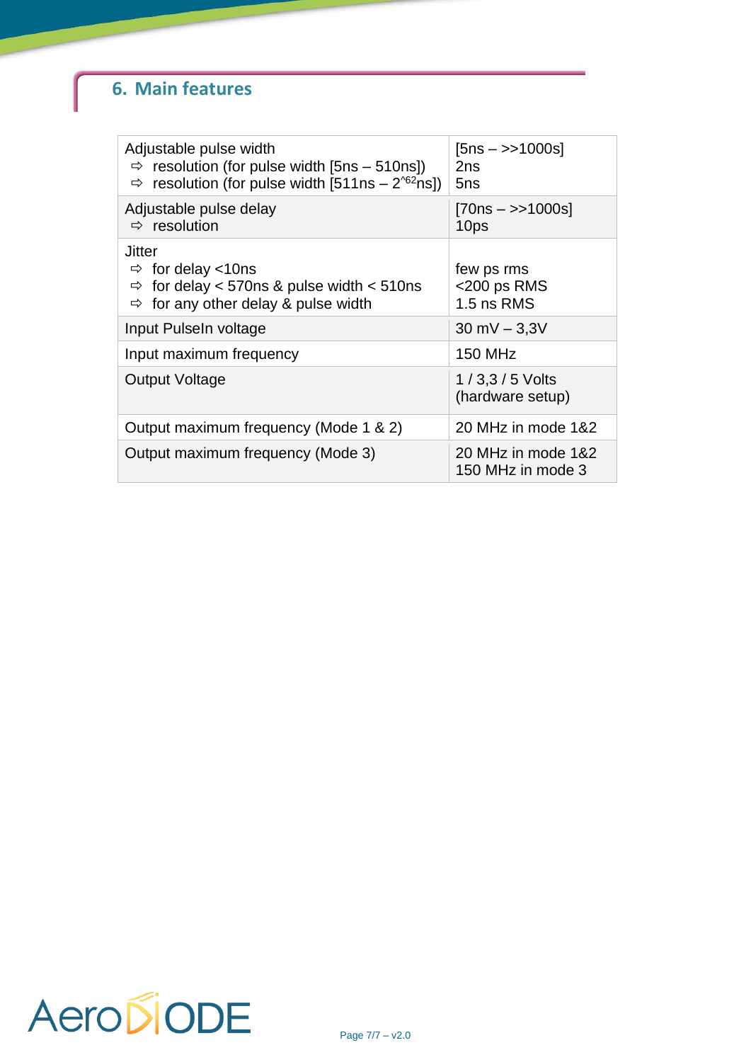## 6. Main features

| | |
|---|---|
| Adjustable pulse width<br>⇨ resolution (for pulse width [5ns – 510ns])<br>⇨ resolution (for pulse width [511ns – $2^{62}$ns]) | [5ns – >>1000s]<br>2ns<br>5ns |
| Adjustable pulse delay<br>⇨ resolution | [70ns – >>1000s]<br>10ps |
| Jitter<br>⇨ for delay <10ns<br>⇨ for delay < 570ns & pulse width < 510ns<br>⇨ for any other delay & pulse width | <br>few ps rms<br><200 ps RMS<br>1.5 ns RMS |
| Input PulseIn voltage | 30 mV – 3,3V |
| Input maximum frequency | 150 MHz |
| Output Voltage | 1 / 3,3 / 5 Volts<br>(hardware setup) |
| Output maximum frequency (Mode 1 & 2) | 20 MHz in mode 1&2 |
| Output maximum frequency (Mode 3) | 20 MHz in mode 1&2<br>150 MHz in mode 3 |